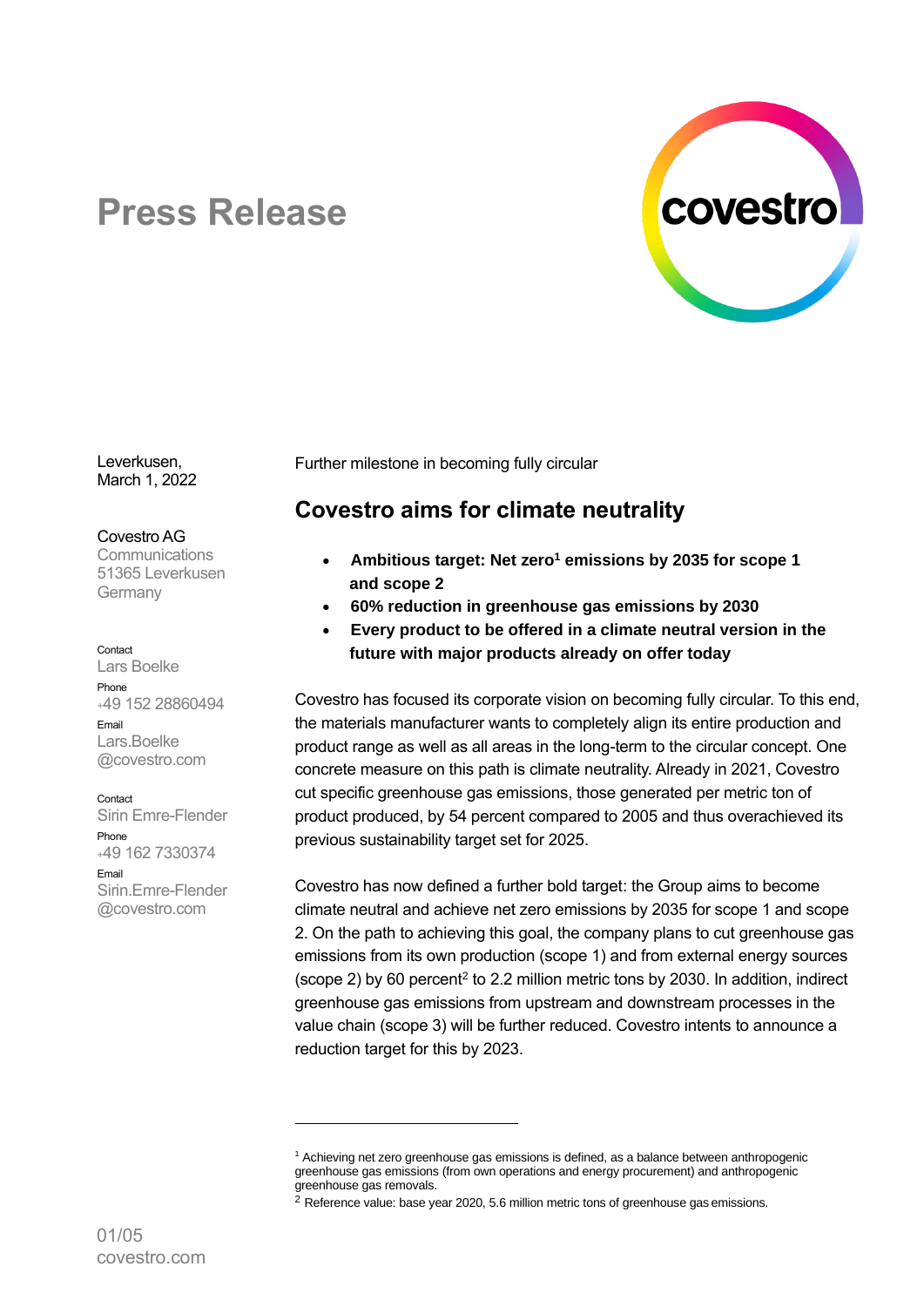# Press Release

Leverkusen,
March 1, 2022

Covestro AG
Communications
51365 Leverkusen
Germany

Contact
Lars Boelke
Phone
+49 152 28860494
Email
Lars.Boelke
@covestro.com

Contact
Sirin Emre-Flender
Phone
+49 162 7330374
Email
Sirin.Emre-Flender
@covestro.com

Further milestone in becoming fully circular

## Covestro aims for climate neutrality

- **Ambitious target: Net zero[1] emissions by 2035 for scope 1 and scope 2**
- **60% reduction in greenhouse gas emissions by 2030**
- **Every product to be offered in a climate neutral version in the future with major products already on offer today**

Covestro has focused its corporate vision on becoming fully circular. To this end, the materials manufacturer wants to completely align its entire production and product range as well as all areas in the long-term to the circular concept. One concrete measure on this path is climate neutrality. Already in 2021, Covestro cut specific greenhouse gas emissions, those generated per metric ton of product produced, by 54 percent compared to 2005 and thus overachieved its previous sustainability target set for 2025.

Covestro has now defined a further bold target: the Group aims to become climate neutral and achieve net zero emissions by 2035 for scope 1 and scope 2. On the path to achieving this goal, the company plans to cut greenhouse gas emissions from its own production (scope 1) and from external energy sources (scope 2) by 60 percent[2] to 2.2 million metric tons by 2030. In addition, indirect greenhouse gas emissions from upstream and downstream processes in the value chain (scope 3) will be further reduced. Covestro intents to announce a reduction target for this by 2023.

---

[1] Achieving net zero greenhouse gas emissions is defined, as a balance between anthropogenic greenhouse gas emissions (from own operations and energy procurement) and anthropogenic greenhouse gas removals.

[2] Reference value: base year 2020, 5.6 million metric tons of greenhouse gas emissions.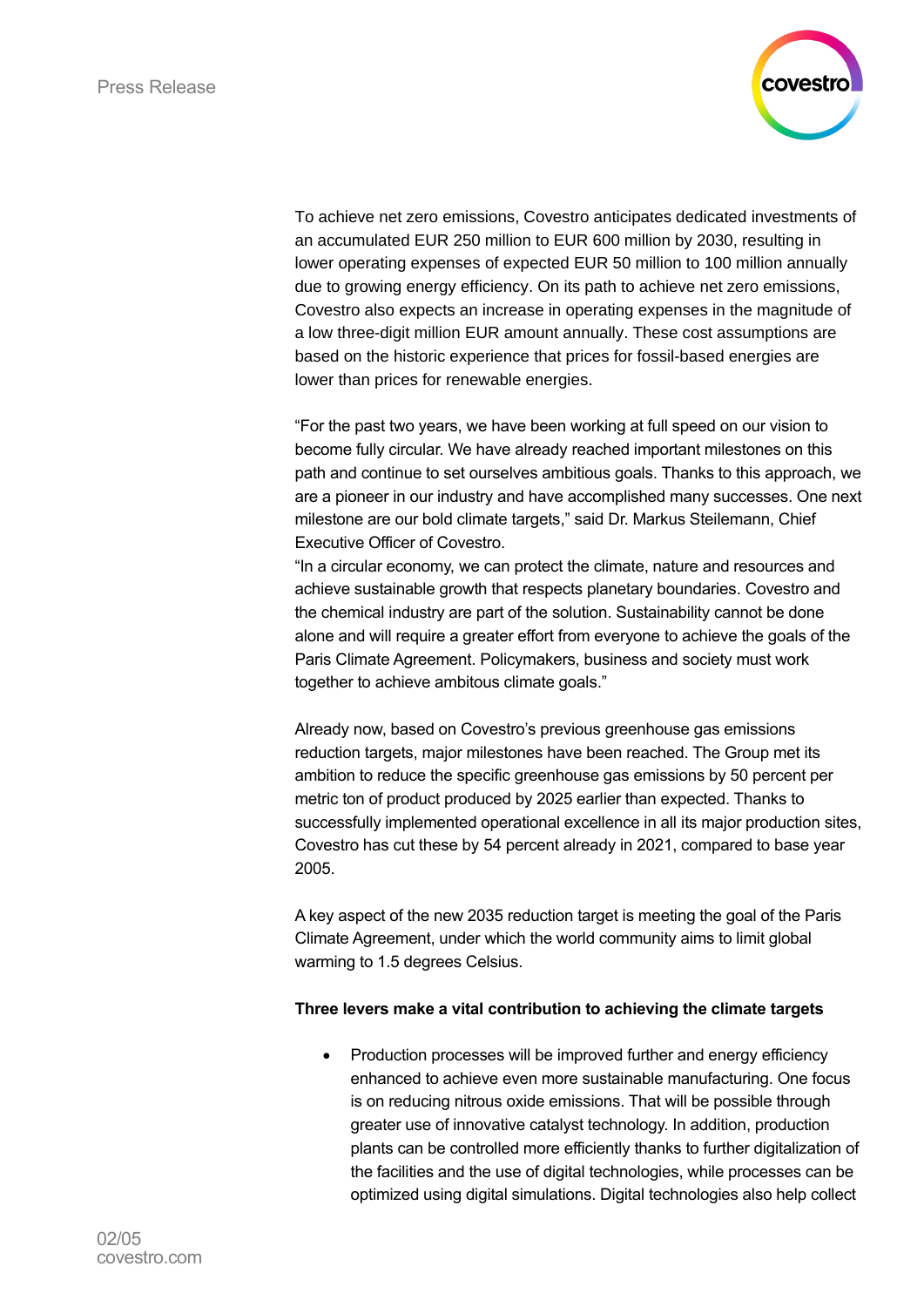To achieve net zero emissions, Covestro anticipates dedicated investments of an accumulated EUR 250 million to EUR 600 million by 2030, resulting in lower operating expenses of expected EUR 50 million to 100 million annually due to growing energy efficiency. On its path to achieve net zero emissions, Covestro also expects an increase in operating expenses in the magnitude of a low three-digit million EUR amount annually. These cost assumptions are based on the historic experience that prices for fossil-based energies are lower than prices for renewable energies.

“For the past two years, we have been working at full speed on our vision to become fully circular. We have already reached important milestones on this path and continue to set ourselves ambitious goals. Thanks to this approach, we are a pioneer in our industry and have accomplished many successes. One next milestone are our bold climate targets,” said Dr. Markus Steilemann, Chief Executive Officer of Covestro.
“In a circular economy, we can protect the climate, nature and resources and achieve sustainable growth that respects planetary boundaries. Covestro and the chemical industry are part of the solution. Sustainability cannot be done alone and will require a greater effort from everyone to achieve the goals of the Paris Climate Agreement. Policymakers, business and society must work together to achieve ambitous climate goals.”

Already now, based on Covestro’s previous greenhouse gas emissions reduction targets, major milestones have been reached. The Group met its ambition to reduce the specific greenhouse gas emissions by 50 percent per metric ton of product produced by 2025 earlier than expected. Thanks to successfully implemented operational excellence in all its major production sites, Covestro has cut these by 54 percent already in 2021, compared to base year 2005.

A key aspect of the new 2035 reduction target is meeting the goal of the Paris Climate Agreement, under which the world community aims to limit global warming to 1.5 degrees Celsius.

**Three levers make a vital contribution to achieving the climate targets**

- Production processes will be improved further and energy efficiency enhanced to achieve even more sustainable manufacturing. One focus is on reducing nitrous oxide emissions. That will be possible through greater use of innovative catalyst technology. In addition, production plants can be controlled more efficiently thanks to further digitalization of the facilities and the use of digital technologies, while processes can be optimized using digital simulations. Digital technologies also help collect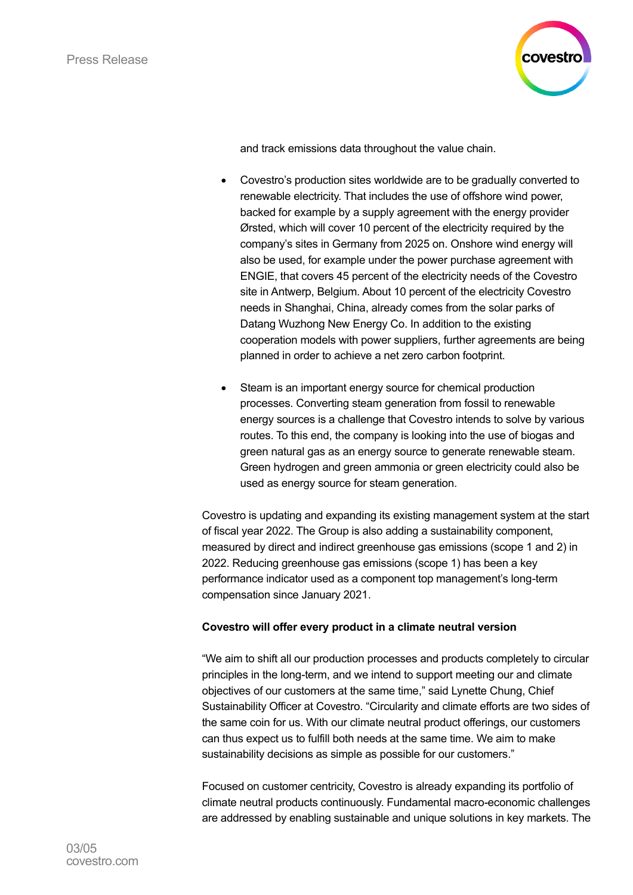and track emissions data throughout the value chain.

- Covestro's production sites worldwide are to be gradually converted to renewable electricity. That includes the use of offshore wind power, backed for example by a supply agreement with the energy provider Ørsted, which will cover 10 percent of the electricity required by the company's sites in Germany from 2025 on. Onshore wind energy will also be used, for example under the power purchase agreement with ENGIE, that covers 45 percent of the electricity needs of the Covestro site in Antwerp, Belgium. About 10 percent of the electricity Covestro needs in Shanghai, China, already comes from the solar parks of Datang Wuzhong New Energy Co. In addition to the existing cooperation models with power suppliers, further agreements are being planned in order to achieve a net zero carbon footprint.

- Steam is an important energy source for chemical production processes. Converting steam generation from fossil to renewable energy sources is a challenge that Covestro intends to solve by various routes. To this end, the company is looking into the use of biogas and green natural gas as an energy source to generate renewable steam. Green hydrogen and green ammonia or green electricity could also be used as energy source for steam generation.

Covestro is updating and expanding its existing management system at the start of fiscal year 2022. The Group is also adding a sustainability component, measured by direct and indirect greenhouse gas emissions (scope 1 and 2) in 2022. Reducing greenhouse gas emissions (scope 1) has been a key performance indicator used as a component top management's long-term compensation since January 2021.

**Covestro will offer every product in a climate neutral version**

"We aim to shift all our production processes and products completely to circular principles in the long-term, and we intend to support meeting our and climate objectives of our customers at the same time," said Lynette Chung, Chief Sustainability Officer at Covestro. "Circularity and climate efforts are two sides of the same coin for us. With our climate neutral product offerings, our customers can thus expect us to fulfill both needs at the same time. We aim to make sustainability decisions as simple as possible for our customers."

Focused on customer centricity, Covestro is already expanding its portfolio of climate neutral products continuously. Fundamental macro-economic challenges are addressed by enabling sustainable and unique solutions in key markets. The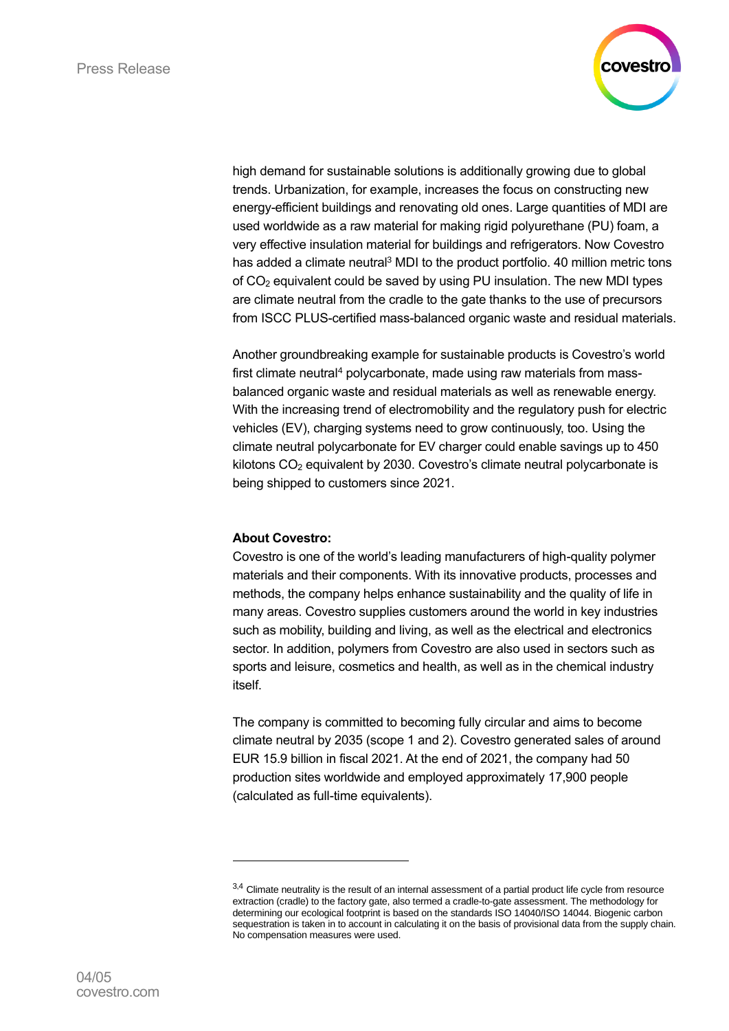high demand for sustainable solutions is additionally growing due to global trends. Urbanization, for example, increases the focus on constructing new energy-efficient buildings and renovating old ones. Large quantities of MDI are used worldwide as a raw material for making rigid polyurethane (PU) foam, a very effective insulation material for buildings and refrigerators. Now Covestro has added a climate neutral[3] MDI to the product portfolio. 40 million metric tons of $CO_2$ equivalent could be saved by using PU insulation. The new MDI types are climate neutral from the cradle to the gate thanks to the use of precursors from ISCC PLUS-certified mass-balanced organic waste and residual materials.

Another groundbreaking example for sustainable products is Covestro's world first climate neutral[4] polycarbonate, made using raw materials from mass-balanced organic waste and residual materials as well as renewable energy. With the increasing trend of electromobility and the regulatory push for electric vehicles (EV), charging systems need to grow continuously, too. Using the climate neutral polycarbonate for EV charger could enable savings up to 450 kilotons $CO_2$ equivalent by 2030. Covestro's climate neutral polycarbonate is being shipped to customers since 2021.

**About Covestro:**
Covestro is one of the world's leading manufacturers of high-quality polymer materials and their components. With its innovative products, processes and methods, the company helps enhance sustainability and the quality of life in many areas. Covestro supplies customers around the world in key industries such as mobility, building and living, as well as the electrical and electronics sector. In addition, polymers from Covestro are also used in sectors such as sports and leisure, cosmetics and health, as well as in the chemical industry itself.

The company is committed to becoming fully circular and aims to become climate neutral by 2035 (scope 1 and 2). Covestro generated sales of around EUR 15.9 billion in fiscal 2021. At the end of 2021, the company had 50 production sites worldwide and employed approximately 17,900 people (calculated as full-time equivalents).

---

[3,4] Climate neutrality is the result of an internal assessment of a partial product life cycle from resource extraction (cradle) to the factory gate, also termed a cradle-to-gate assessment. The methodology for determining our ecological footprint is based on the standards ISO 14040/ISO 14044. Biogenic carbon sequestration is taken in to account in calculating it on the basis of provisional data from the supply chain. No compensation measures were used.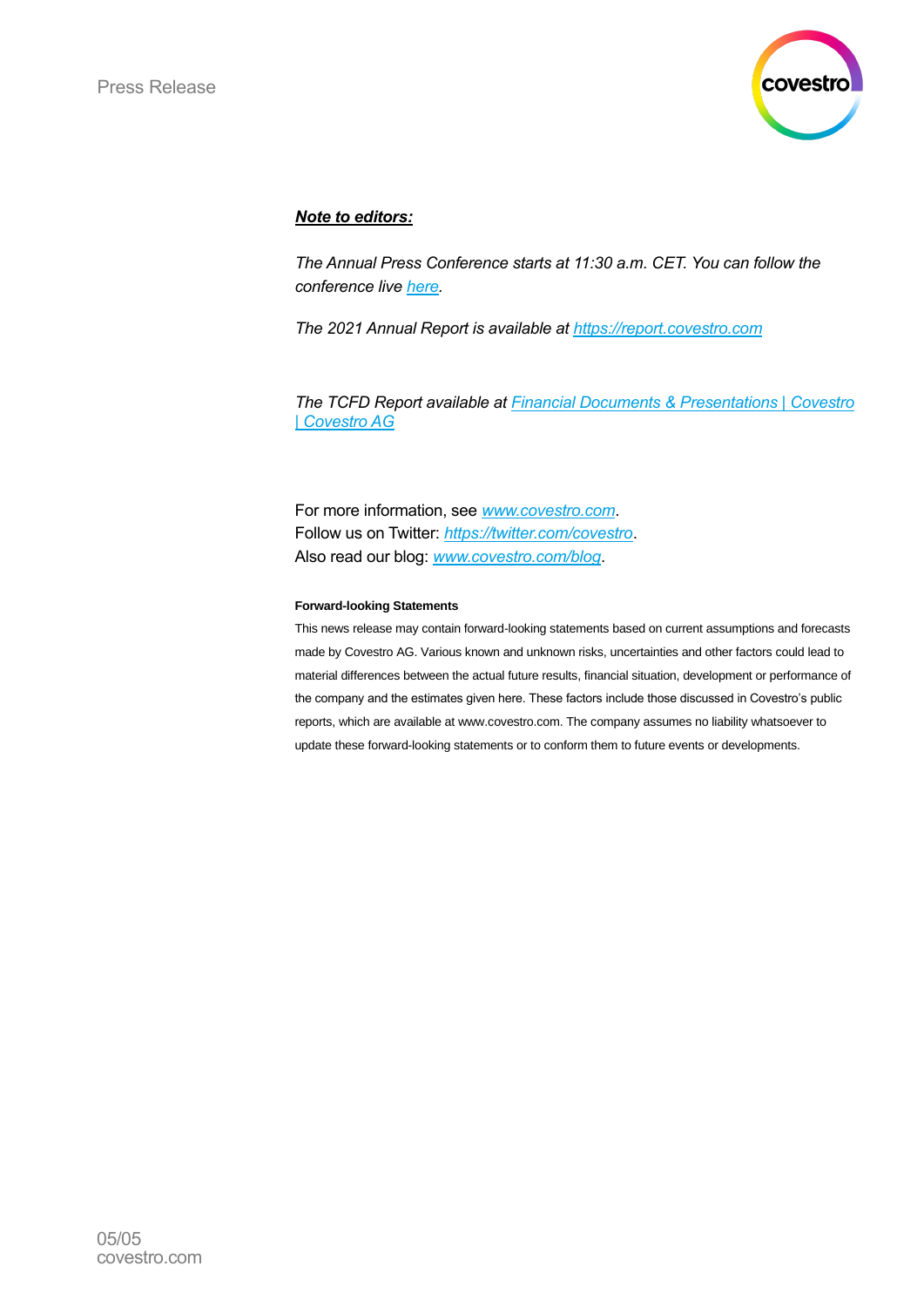***Note to editors:***

*The Annual Press Conference starts at 11:30 a.m. CET. You can follow the conference live here.*

*The 2021 Annual Report is available at https://report.covestro.com*

*The TCFD Report available at Financial Documents & Presentations | Covestro | Covestro AG*

For more information, see www.covestro.com.
Follow us on Twitter: https://twitter.com/covestro.
Also read our blog: www.covestro.com/blog.

**Forward-looking Statements**

This news release may contain forward-looking statements based on current assumptions and forecasts made by Covestro AG. Various known and unknown risks, uncertainties and other factors could lead to material differences between the actual future results, financial situation, development or performance of the company and the estimates given here. These factors include those discussed in Covestro's public reports, which are available at www.covestro.com. The company assumes no liability whatsoever to update these forward-looking statements or to conform them to future events or developments.